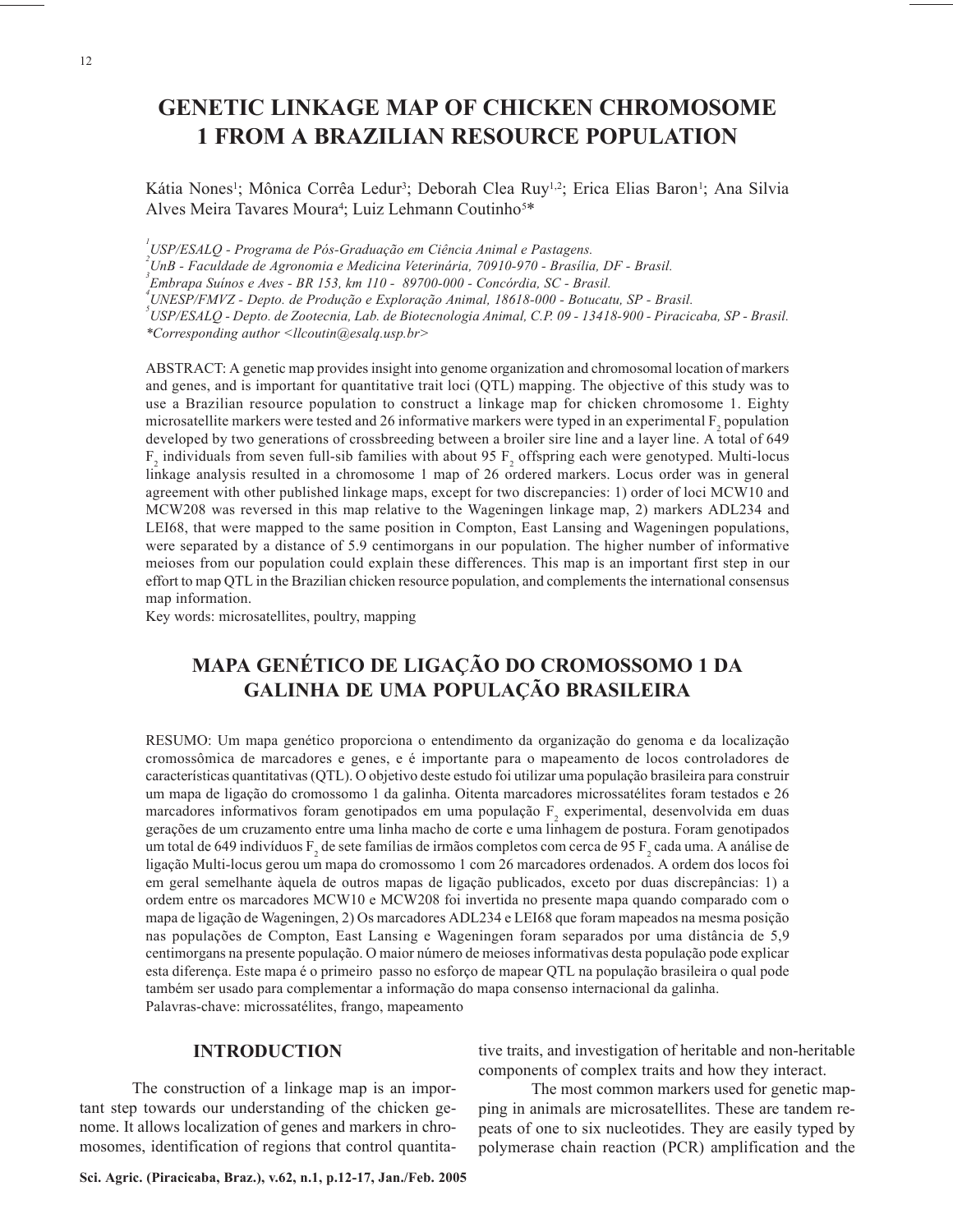# GENETIC LINKAGE MAP OF CHICKEN CHROMOSOME 1 FROM A BRAZILIAN RESOURCE POPULATION

Kátia Nones[1]; Mônica Corrêa Ledur[3]; Deborah Clea Ruy[1,2]; Erica Elias Baron[1]; Ana Silvia Alves Meira Tavares Moura[4]; Luiz Lehmann Coutinho[5]*

[1]*USP/ESALQ - Programa de Pós-Graduação em Ciência Animal e Pastagens.*
[2]*UnB - Faculdade de Agronomia e Medicina Veterinária, 70910-970 - Brasília, DF - Brasil.*
[3]*Embrapa Suínos e Aves - BR 153, km 110 - 89700-000 - Concórdia, SC - Brasil.*
[4]*UNESP/FMVZ - Depto. de Produção e Exploração Animal, 18618-000 - Botucatu, SP - Brasil.*
[5]*USP/ESALQ - Depto. de Zootecnia, Lab. de Biotecnologia Animal, C.P. 09 - 13418-900 - Piracicaba, SP - Brasil.*
*\*Corresponding author <llcoutin@esalq.usp.br>*

ABSTRACT: A genetic map provides insight into genome organization and chromosomal location of markers and genes, and is important for quantitative trait loci (QTL) mapping. The objective of this study was to use a Brazilian resource population to construct a linkage map for chicken chromosome 1. Eighty microsatellite markers were tested and 26 informative markers were typed in an experimental $F_2$ population developed by two generations of crossbreeding between a broiler sire line and a layer line. A total of 649 $F_2$ individuals from seven full-sib families with about 95 $F_2$ offspring each were genotyped. Multi-locus linkage analysis resulted in a chromosome 1 map of 26 ordered markers. Locus order was in general agreement with other published linkage maps, except for two discrepancies: 1) order of loci MCW10 and MCW208 was reversed in this map relative to the Wageningen linkage map, 2) markers ADL234 and LEI68, that were mapped to the same position in Compton, East Lansing and Wageningen populations, were separated by a distance of 5.9 centimorgans in our population. The higher number of informative meioses from our population could explain these differences. This map is an important first step in our effort to map QTL in the Brazilian chicken resource population, and complements the international consensus map information.

Key words: microsatellites, poultry, mapping

# MAPA GENÉTICO DE LIGAÇÃO DO CROMOSSOMO 1 DA GALINHA DE UMA POPULAÇÃO BRASILEIRA

RESUMO: Um mapa genético proporciona o entendimento da organização do genoma e da localização cromossômica de marcadores e genes, e é importante para o mapeamento de locos controladores de características quantitativas (QTL). O objetivo deste estudo foi utilizar uma população brasileira para construir um mapa de ligação do cromossomo 1 da galinha. Oitenta marcadores microssatélites foram testados e 26 marcadores informativos foram genotipados em uma população $F_2$ experimental, desenvolvida em duas gerações de um cruzamento entre uma linha macho de corte e uma linhagem de postura. Foram genotipados um total de 649 indivíduos $F_2$ de sete famílias de irmãos completos com cerca de 95 $F_2$ cada uma. A análise de ligação Multi-locus gerou um mapa do cromossomo 1 com 26 marcadores ordenados. A ordem dos locos foi em geral semelhante àquela de outros mapas de ligação publicados, exceto por duas discrepâncias: 1) a ordem entre os marcadores MCW10 e MCW208 foi invertida no presente mapa quando comparado com o mapa de ligação de Wageningen, 2) Os marcadores ADL234 e LEI68 que foram mapeados na mesma posição nas populações de Compton, East Lansing e Wageningen foram separados por uma distância de 5,9 centimorgans na presente população. O maior número de meioses informativas desta população pode explicar esta diferença. Este mapa é o primeiro passo no esforço de mapear QTL na população brasileira o qual pode também ser usado para complementar a informação do mapa consenso internacional da galinha.

Palavras-chave: microssatélites, frango, mapeamento

## INTRODUCTION

The construction of a linkage map is an important step towards our understanding of the chicken genome. It allows localization of genes and markers in chromosomes, identification of regions that control quantitative traits, and investigation of heritable and non-heritable components of complex traits and how they interact.

The most common markers used for genetic mapping in animals are microsatellites. These are tandem repeats of one to six nucleotides. They are easily typed by polymerase chain reaction (PCR) amplification and the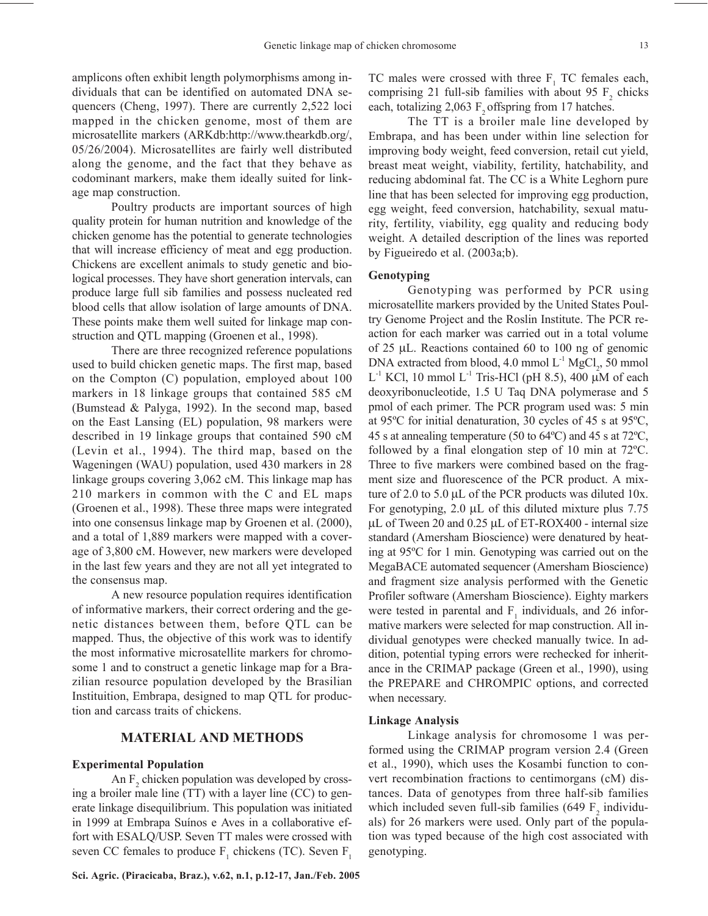amplicons often exhibit length polymorphisms among individuals that can be identified on automated DNA sequencers (Cheng, 1997). There are currently 2,522 loci mapped in the chicken genome, most of them are microsatellite markers (ARKdb:http://www.thearkdb.org/, 05/26/2004). Microsatellites are fairly well distributed along the genome, and the fact that they behave as codominant markers, make them ideally suited for linkage map construction.

Poultry products are important sources of high quality protein for human nutrition and knowledge of the chicken genome has the potential to generate technologies that will increase efficiency of meat and egg production. Chickens are excellent animals to study genetic and biological processes. They have short generation intervals, can produce large full sib families and possess nucleated red blood cells that allow isolation of large amounts of DNA. These points make them well suited for linkage map construction and QTL mapping (Groenen et al., 1998).

There are three recognized reference populations used to build chicken genetic maps. The first map, based on the Compton (C) population, employed about 100 markers in 18 linkage groups that contained 585 cM (Bumstead & Palyga, 1992). In the second map, based on the East Lansing (EL) population, 98 markers were described in 19 linkage groups that contained 590 cM (Levin et al., 1994). The third map, based on the Wageningen (WAU) population, used 430 markers in 28 linkage groups covering 3,062 cM. This linkage map has 210 markers in common with the C and EL maps (Groenen et al., 1998). These three maps were integrated into one consensus linkage map by Groenen et al. (2000), and a total of 1,889 markers were mapped with a coverage of 3,800 cM. However, new markers were developed in the last few years and they are not all yet integrated to the consensus map.

A new resource population requires identification of informative markers, their correct ordering and the genetic distances between them, before QTL can be mapped. Thus, the objective of this work was to identify the most informative microsatellite markers for chromosome 1 and to construct a genetic linkage map for a Brazilian resource population developed by the Brasilian Instituition, Embrapa, designed to map QTL for production and carcass traits of chickens.

## MATERIAL AND METHODS

### Experimental Population

An $F_2$ chicken population was developed by crossing a broiler male line (TT) with a layer line (CC) to generate linkage disequilibrium. This population was initiated in 1999 at Embrapa Suínos e Aves in a collaborative effort with ESALQ/USP. Seven TT males were crossed with seven CC females to produce $F_1$ chickens (TC). Seven $F_1$ TC males were crossed with three $F_1$ TC females each, comprising 21 full-sib families with about 95 $F_2$ chicks each, totalizing 2,063 $F_2$ offspring from 17 hatches.

The TT is a broiler male line developed by Embrapa, and has been under within line selection for improving body weight, feed conversion, retail cut yield, breast meat weight, viability, fertility, hatchability, and reducing abdominal fat. The CC is a White Leghorn pure line that has been selected for improving egg production, egg weight, feed conversion, hatchability, sexual maturity, fertility, viability, egg quality and reducing body weight. A detailed description of the lines was reported by Figueiredo et al. (2003a;b).

### Genotyping

Genotyping was performed by PCR using microsatellite markers provided by the United States Poultry Genome Project and the Roslin Institute. The PCR reaction for each marker was carried out in a total volume of 25 μL. Reactions contained 60 to 100 ng of genomic DNA extracted from blood, 4.0 mmol $L^{-1}$ $MgCl_2$, 50 mmol $L^{-1}$ KCl, 10 mmol $L^{-1}$ Tris-HCl (pH 8.5), 400 μM of each deoxyribonucleotide, 1.5 U Taq DNA polymerase and 5 pmol of each primer. The PCR program used was: 5 min at 95ºC for initial denaturation, 30 cycles of 45 s at 95ºC, 45 s at annealing temperature (50 to 64ºC) and 45 s at 72ºC, followed by a final elongation step of 10 min at 72ºC. Three to five markers were combined based on the fragment size and fluorescence of the PCR product. A mixture of 2.0 to 5.0 μL of the PCR products was diluted 10x. For genotyping, 2.0 μL of this diluted mixture plus 7.75 μL of Tween 20 and 0.25 μL of ET-ROX400 - internal size standard (Amersham Bioscience) were denatured by heating at 95ºC for 1 min. Genotyping was carried out on the MegaBACE automated sequencer (Amersham Bioscience) and fragment size analysis performed with the Genetic Profiler software (Amersham Bioscience). Eighty markers were tested in parental and $F_1$ individuals, and 26 informative markers were selected for map construction. All individual genotypes were checked manually twice. In addition, potential typing errors were rechecked for inheritance in the CRIMAP package (Green et al., 1990), using the PREPARE and CHROMPIC options, and corrected when necessary.

### Linkage Analysis

Linkage analysis for chromosome 1 was performed using the CRIMAP program version 2.4 (Green et al., 1990), which uses the Kosambi function to convert recombination fractions to centimorgans (cM) distances. Data of genotypes from three half-sib families which included seven full-sib families (649 $F_2$ individuals) for 26 markers were used. Only part of the population was typed because of the high cost associated with genotyping.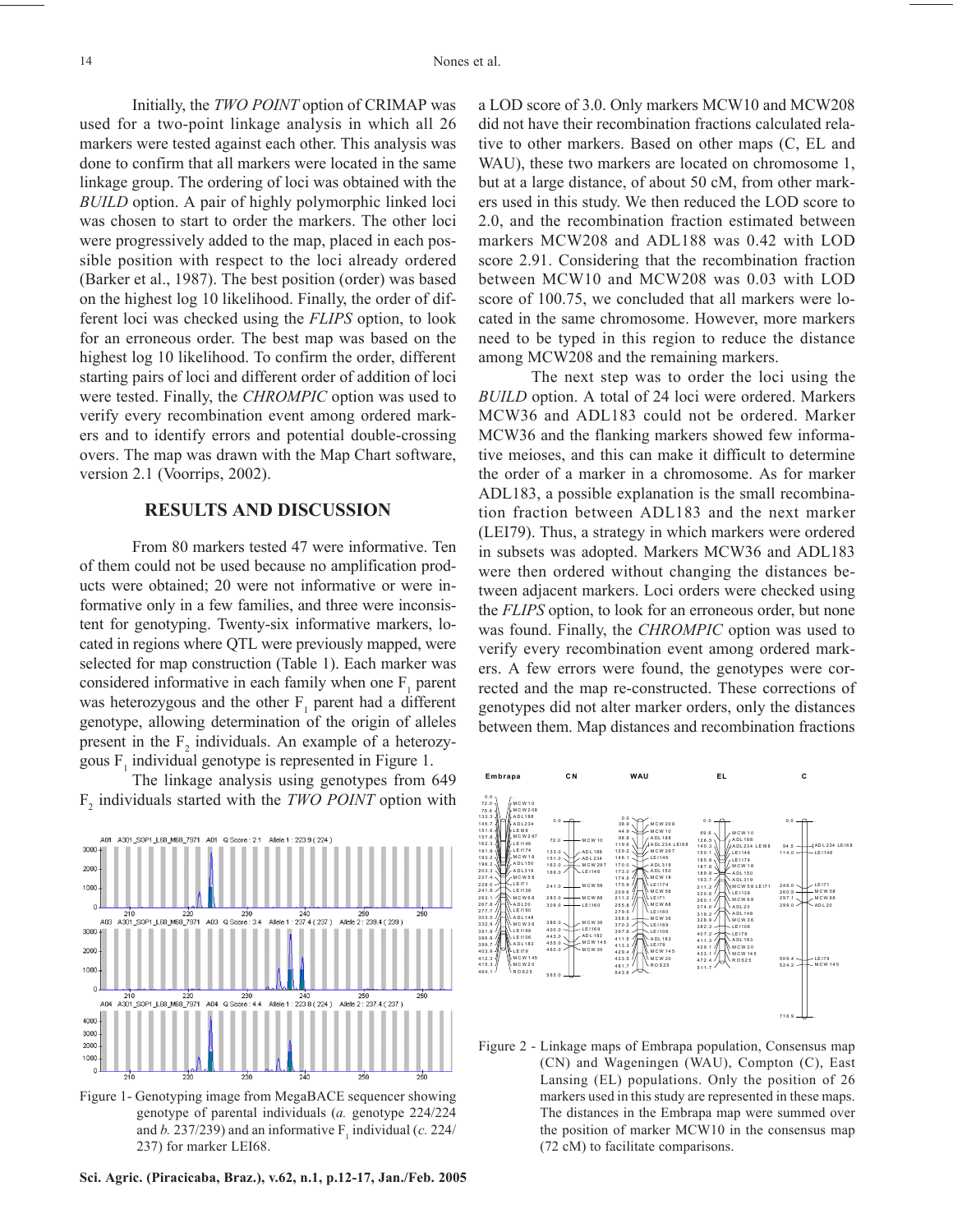Initially, the *TWO POINT* option of CRIMAP was used for a two-point linkage analysis in which all 26 markers were tested against each other. This analysis was done to confirm that all markers were located in the same linkage group. The ordering of loci was obtained with the *BUILD* option. A pair of highly polymorphic linked loci was chosen to start to order the markers. The other loci were progressively added to the map, placed in each possible position with respect to the loci already ordered (Barker et al., 1987). The best position (order) was based on the highest log 10 likelihood. Finally, the order of different loci was checked using the *FLIPS* option, to look for an erroneous order. The best map was based on the highest log 10 likelihood. To confirm the order, different starting pairs of loci and different order of addition of loci were tested. Finally, the *CHROMPIC* option was used to verify every recombination event among ordered markers and to identify errors and potential double-crossing overs. The map was drawn with the Map Chart software, version 2.1 (Voorrips, 2002).

## RESULTS AND DISCUSSION

From 80 markers tested 47 were informative. Ten of them could not be used because no amplification products were obtained; 20 were not informative or were informative only in a few families, and three were inconsistent for genotyping. Twenty-six informative markers, located in regions where QTL were previously mapped, were selected for map construction (Table 1). Each marker was considered informative in each family when one $F_1$ parent was heterozygous and the other $F_1$ parent had a different genotype, allowing determination of the origin of alleles present in the $F_2$ individuals. An example of a heterozygous $F_1$ individual genotype is represented in Figure 1.

The linkage analysis using genotypes from 649 $F_2$ individuals started with the *TWO POINT* option with a LOD score of 3.0. Only markers MCW10 and MCW208 did not have their recombination fractions calculated relative to other markers. Based on other maps (C, EL and WAU), these two markers are located on chromosome 1, but at a large distance, of about 50 cM, from other markers used in this study. We then reduced the LOD score to 2.0, and the recombination fraction estimated between markers MCW208 and ADL188 was 0.42 with LOD score 2.91. Considering that the recombination fraction between MCW10 and MCW208 was 0.03 with LOD score of 100.75, we concluded that all markers were located in the same chromosome. However, more markers need to be typed in this region to reduce the distance among MCW208 and the remaining markers.

Figure 1- Genotyping image from MegaBACE sequencer showing genotype of parental individuals (*a.* genotype 224/224 and *b.* 237/239) and an informative $F_1$ individual (*c.* 224/237) for marker LEI68.

The next step was to order the loci using the *BUILD* option. A total of 24 loci were ordered. Markers MCW36 and ADL183 could not be ordered. Marker MCW36 and the flanking markers showed few informative meioses, and this can make it difficult to determine the order of a marker in a chromosome. As for marker ADL183, a possible explanation is the small recombination fraction between ADL183 and the next marker (LEI79). Thus, a strategy in which markers were ordered in subsets was adopted. Markers MCW36 and ADL183 were then ordered without changing the distances between adjacent markers. Loci orders were checked using the *FLIPS* option, to look for an erroneous order, but none was found. Finally, the *CHROMPIC* option was used to verify every recombination event among ordered markers. A few errors were found, the genotypes were corrected and the map re-constructed. These corrections of genotypes did not alter marker orders, only the distances between them. Map distances and recombination fractions

Figure 2 - Linkage maps of Embrapa population, Consensus map (CN) and Wageningen (WAU), Compton (C), East Lansing (EL) populations. Only the position of 26 markers used in this study are represented in these maps. The distances in the Embrapa map were summed over the position of marker MCW10 in the consensus map (72 cM) to facilitate comparisons.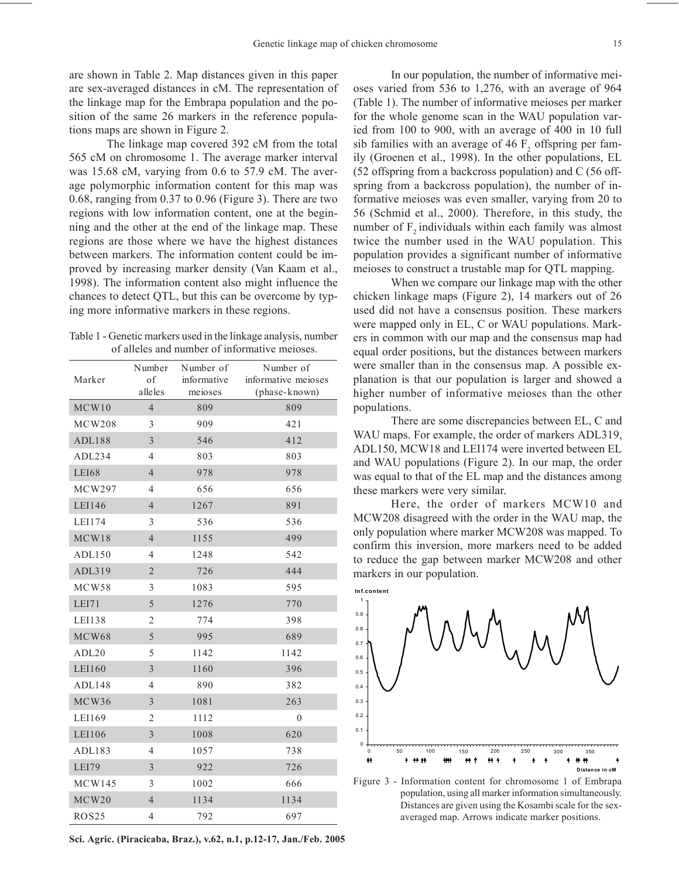are shown in Table 2. Map distances given in this paper are sex-averaged distances in cM. The representation of the linkage map for the Embrapa population and the position of the same 26 markers in the reference populations maps are shown in Figure 2.

The linkage map covered 392 cM from the total 565 cM on chromosome 1. The average marker interval was 15.68 cM, varying from 0.6 to 57.9 cM. The average polymorphic information content for this map was 0.68, ranging from 0.37 to 0.96 (Figure 3). There are two regions with low information content, one at the beginning and the other at the end of the linkage map. These regions are those where we have the highest distances between markers. The information content could be improved by increasing marker density (Van Kaam et al., 1998). The information content also might influence the chances to detect QTL, but this can be overcome by typing more informative markers in these regions.

Table 1 - Genetic markers used in the linkage analysis, number of alleles and number of informative meioses.

| Marker | Number of alleles | Number of informative meioses | Number of informative meioses (phase-known) |
|---|---|---|---|
| MCW10 | 4 | 809 | 809 |
| MCW208 | 3 | 909 | 421 |
| ADL188 | 3 | 546 | 412 |
| ADL234 | 4 | 803 | 803 |
| LEI68 | 4 | 978 | 978 |
| MCW297 | 4 | 656 | 656 |
| LEI146 | 4 | 1267 | 891 |
| LEI174 | 3 | 536 | 536 |
| MCW18 | 4 | 1155 | 499 |
| ADL150 | 4 | 1248 | 542 |
| ADL319 | 2 | 726 | 444 |
| MCW58 | 3 | 1083 | 595 |
| LEI71 | 5 | 1276 | 770 |
| LEI138 | 2 | 774 | 398 |
| MCW68 | 5 | 995 | 689 |
| ADL20 | 5 | 1142 | 1142 |
| LEI160 | 3 | 1160 | 396 |
| ADL148 | 4 | 890 | 382 |
| MCW36 | 3 | 1081 | 263 |
| LEI169 | 2 | 1112 | 0 |
| LEI106 | 3 | 1008 | 620 |
| ADL183 | 4 | 1057 | 738 |
| LEI79 | 3 | 922 | 726 |
| MCW145 | 3 | 1002 | 666 |
| MCW20 | 4 | 1134 | 1134 |
| ROS25 | 4 | 792 | 697 |

In our population, the number of informative meioses varied from 536 to 1,276, with an average of 964 (Table 1). The number of informative meioses per marker for the whole genome scan in the WAU population varied from 100 to 900, with an average of 400 in 10 full sib families with an average of 46 $F_2$ offspring per family (Groenen et al., 1998). In the other populations, EL (52 offspring from a backcross population) and C (56 offspring from a backcross population), the number of informative meioses was even smaller, varying from 20 to 56 (Schmid et al., 2000). Therefore, in this study, the number of $F_2$ individuals within each family was almost twice the number used in the WAU population. This population provides a significant number of informative meioses to construct a trustable map for QTL mapping.

When we compare our linkage map with the other chicken linkage maps (Figure 2), 14 markers out of 26 used did not have a consensus position. These markers were mapped only in EL, C or WAU populations. Markers in common with our map and the consensus map had equal order positions, but the distances between markers were smaller than in the consensus map. A possible explanation is that our population is larger and showed a higher number of informative meioses than the other populations.

There are some discrepancies between EL, C and WAU maps. For example, the order of markers ADL319, ADL150, MCW18 and LEI174 were inverted between EL and WAU populations (Figure 2). In our map, the order was equal to that of the EL map and the distances among these markers were very similar.

Here, the order of markers MCW10 and MCW208 disagreed with the order in the WAU map, the only population where marker MCW208 was mapped. To confirm this inversion, more markers need to be added to reduce the gap between marker MCW208 and other markers in our population.

Figure 3 - Information content for chromosome 1 of Embrapa population, using all marker information simultaneously. Distances are given using the Kosambi scale for the sex-averaged map. Arrows indicate marker positions.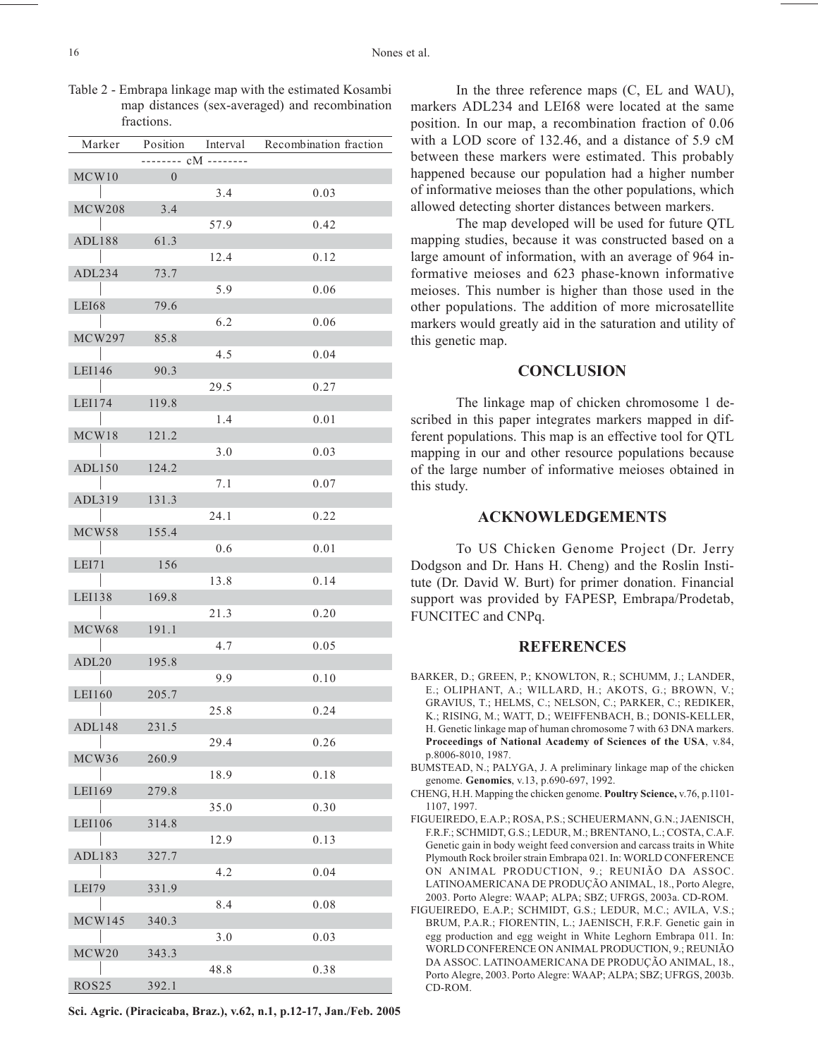Table 2 - Embrapa linkage map with the estimated Kosambi map distances (sex-averaged) and recombination fractions.

| Marker | Position | Interval | Recombination fraction |
|---|---|---|---|
| | -------- cM -------- | | |
| MCW10 | 0 | | |
| | | 3.4 | 0.03 |
| MCW208 | 3.4 | | |
| | | 57.9 | 0.42 |
| ADL188 | 61.3 | | |
| | | 12.4 | 0.12 |
| ADL234 | 73.7 | | |
| | | 5.9 | 0.06 |
| LEI68 | 79.6 | | |
| | | 6.2 | 0.06 |
| MCW297 | 85.8 | | |
| | | 4.5 | 0.04 |
| LEI146 | 90.3 | | |
| | | 29.5 | 0.27 |
| LEI174 | 119.8 | | |
| | | 1.4 | 0.01 |
| MCW18 | 121.2 | | |
| | | 3.0 | 0.03 |
| ADL150 | 124.2 | | |
| | | 7.1 | 0.07 |
| ADL319 | 131.3 | | |
| | | 24.1 | 0.22 |
| MCW58 | 155.4 | | |
| | | 0.6 | 0.01 |
| LEI71 | 156 | | |
| | | 13.8 | 0.14 |
| LEI138 | 169.8 | | |
| | | 21.3 | 0.20 |
| MCW68 | 191.1 | | |
| | | 4.7 | 0.05 |
| ADL20 | 195.8 | | |
| | | 9.9 | 0.10 |
| LEI160 | 205.7 | | |
| | | 25.8 | 0.24 |
| ADL148 | 231.5 | | |
| | | 29.4 | 0.26 |
| MCW36 | 260.9 | | |
| | | 18.9 | 0.18 |
| LEI169 | 279.8 | | |
| | | 35.0 | 0.30 |
| LEI106 | 314.8 | | |
| | | 12.9 | 0.13 |
| ADL183 | 327.7 | | |
| | | 4.2 | 0.04 |
| LEI79 | 331.9 | | |
| | | 8.4 | 0.08 |
| MCW145 | 340.3 | | |
| | | 3.0 | 0.03 |
| MCW20 | 343.3 | | |
| | | 48.8 | 0.38 |
| ROS25 | 392.1 | | |

In the three reference maps (C, EL and WAU), markers ADL234 and LEI68 were located at the same position. In our map, a recombination fraction of 0.06 with a LOD score of 132.46, and a distance of 5.9 cM between these markers were estimated. This probably happened because our population had a higher number of informative meioses than the other populations, which allowed detecting shorter distances between markers.

The map developed will be used for future QTL mapping studies, because it was constructed based on a large amount of information, with an average of 964 informative meioses and 623 phase-known informative meioses. This number is higher than those used in the other populations. The addition of more microsatellite markers would greatly aid in the saturation and utility of this genetic map.

## CONCLUSION

The linkage map of chicken chromosome 1 described in this paper integrates markers mapped in different populations. This map is an effective tool for QTL mapping in our and other resource populations because of the large number of informative meioses obtained in this study.

## ACKNOWLEDGEMENTS

To US Chicken Genome Project (Dr. Jerry Dodgson and Dr. Hans H. Cheng) and the Roslin Institute (Dr. David W. Burt) for primer donation. Financial support was provided by FAPESP, Embrapa/Prodetab, FUNCITEC and CNPq.

## REFERENCES

BARKER, D.; GREEN, P.; KNOWLTON, R.; SCHUMM, J.; LANDER, E.; OLIPHANT, A.; WILLARD, H.; AKOTS, G.; BROWN, V.; GRAVIUS, T.; HELMS, C.; NELSON, C.; PARKER, C.; REDIKER, K.; RISING, M.; WATT, D.; WEIFFENBACH, B.; DONIS-KELLER, H. Genetic linkage map of human chromosome 7 with 63 DNA markers. **Proceedings of National Academy of Sciences of the USA**, v.84, p.8006-8010, 1987.

BUMSTEAD, N.; PALYGA, J. A preliminary linkage map of the chicken genome. **Genomics**, v.13, p.690-697, 1992.

CHENG, H.H. Mapping the chicken genome. **Poultry Science,** v.76, p.1101-1107, 1997.

FIGUEIREDO, E.A.P.; ROSA, P.S.; SCHEUERMANN, G.N.; JAENISCH, F.R.F.; SCHMIDT, G.S.; LEDUR, M.; BRENTANO, L.; COSTA, C.A.F. Genetic gain in body weight feed conversion and carcass traits in White Plymouth Rock broiler strain Embrapa 021. In: WORLD CONFERENCE ON ANIMAL PRODUCTION, 9.; REUNIÃO DA ASSOC. LATINOAMERICANA DE PRODUÇÃO ANIMAL, 18., Porto Alegre, 2003. Porto Alegre: WAAP; ALPA; SBZ; UFRGS, 2003a. CD-ROM.

FIGUEIREDO, E.A.P.; SCHMIDT, G.S.; LEDUR, M.C.; AVILA, V.S.; BRUM, P.A.R.; FIORENTIN, L.; JAENISCH, F.R.F. Genetic gain in egg production and egg weight in White Leghorn Embrapa 011. In: WORLD CONFERENCE ON ANIMAL PRODUCTION, 9.; REUNIÃO DA ASSOC. LATINOAMERICANA DE PRODUÇÃO ANIMAL, 18., Porto Alegre, 2003. Porto Alegre: WAAP; ALPA; SBZ; UFRGS, 2003b. CD-ROM.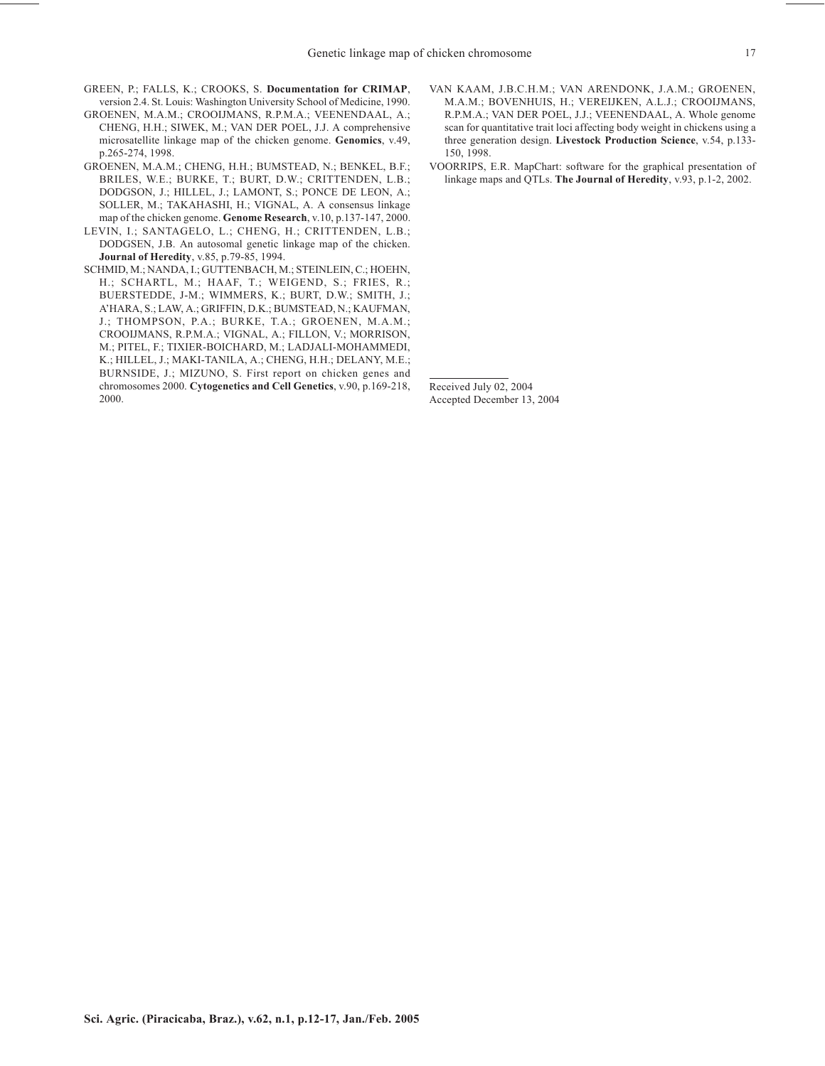GREEN, P.; FALLS, K.; CROOKS, S. **Documentation for CRIMAP**, version 2.4. St. Louis: Washington University School of Medicine, 1990.

GROENEN, M.A.M.; CROOIJMANS, R.P.M.A.; VEENENDAAL, A.; CHENG, H.H.; SIWEK, M.; VAN DER POEL, J.J. A comprehensive microsatellite linkage map of the chicken genome. **Genomics**, v.49, p.265-274, 1998.

GROENEN, M.A.M.; CHENG, H.H.; BUMSTEAD, N.; BENKEL, B.F.; BRILES, W.E.; BURKE, T.; BURT, D.W.; CRITTENDEN, L.B.; DODGSON, J.; HILLEL, J.; LAMONT, S.; PONCE DE LEON, A.; SOLLER, M.; TAKAHASHI, H.; VIGNAL, A. A consensus linkage map of the chicken genome. **Genome Research**, v.10, p.137-147, 2000.

LEVIN, I.; SANTAGELO, L.; CHENG, H.; CRITTENDEN, L.B.; DODGSEN, J.B. An autosomal genetic linkage map of the chicken. **Journal of Heredity**, v.85, p.79-85, 1994.

SCHMID, M.; NANDA, I.; GUTTENBACH, M.; STEINLEIN, C.; HOEHN, H.; SCHARTL, M.; HAAF, T.; WEIGEND, S.; FRIES, R.; BUERSTEDDE, J-M.; WIMMERS, K.; BURT, D.W.; SMITH, J.; A'HARA, S.; LAW, A.; GRIFFIN, D.K.; BUMSTEAD, N.; KAUFMAN, J.; THOMPSON, P.A.; BURKE, T.A.; GROENEN, M.A.M.; CROOIJMANS, R.P.M.A.; VIGNAL, A.; FILLON, V.; MORRISON, M.; PITEL, F.; TIXIER-BOICHARD, M.; LADJALI-MOHAMMEDI, K.; HILLEL, J.; MAKI-TANILA, A.; CHENG, H.H.; DELANY, M.E.; BURNSIDE, J.; MIZUNO, S. First report on chicken genes and chromosomes 2000. **Cytogenetics and Cell Genetics**, v.90, p.169-218, 2000.

VAN KAAM, J.B.C.H.M.; VAN ARENDONK, J.A.M.; GROENEN, M.A.M.; BOVENHUIS, H.; VEREIJKEN, A.L.J.; CROOIJMANS, R.P.M.A.; VAN DER POEL, J.J.; VEENENDAAL, A. Whole genome scan for quantitative trait loci affecting body weight in chickens using a three generation design. **Livestock Production Science**, v.54, p.133-150, 1998.

VOORRIPS, E.R. MapChart: software for the graphical presentation of linkage maps and QTLs. **The Journal of Heredity**, v.93, p.1-2, 2002.

Received July 02, 2004
Accepted December 13, 2004